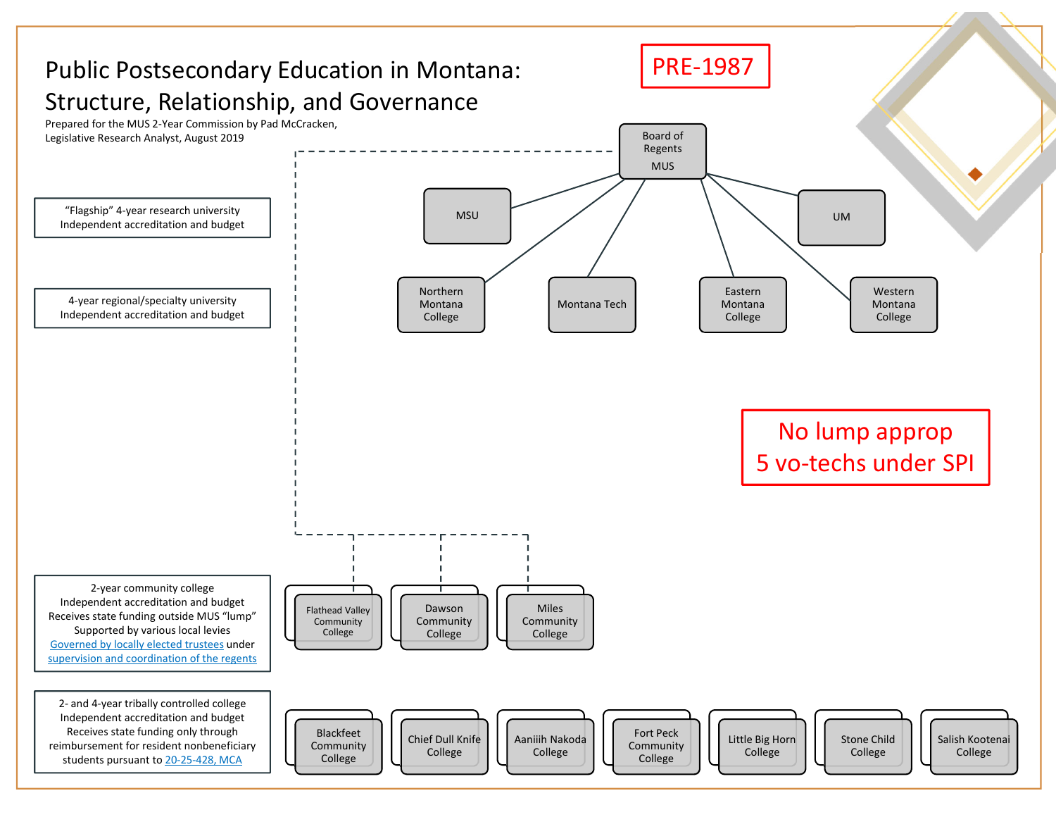# Public Postsecondary Education in Montana: Structure, Relationship, and Governance

Prepared for the MUS 2-Year Commission by Pad McCracken, Legislative Research Analyst, August 2019

**PRE-1987**

Board of Regents MUS

- MSU
- UM
- Northern Montana College
- Montana Tech
- Eastern Montana College
- Western Montana College

**No lump approp**
**5 vo-techs under SPI**

“Flagship” 4-year research university
Independent accreditation and budget

4-year regional/specialty university
Independent accreditation and budget

2-year community college
Independent accreditation and budget
Receives state funding outside MUS “lump”
Supported by various local levies
Governed by locally elected trustees under supervision and coordination of the regents

- Flathead Valley Community College
- Dawson Community College
- Miles Community College

2- and 4-year tribally controlled college
Independent accreditation and budget
Receives state funding only through reimbursement for resident nonbeneficiary students pursuant to 20-25-428, MCA

- Blackfeet Community College
- Chief Dull Knife College
- Aaniiih Nakoda College
- Fort Peck Community College
- Little Big Horn College
- Stone Child College
- Salish Kootenai College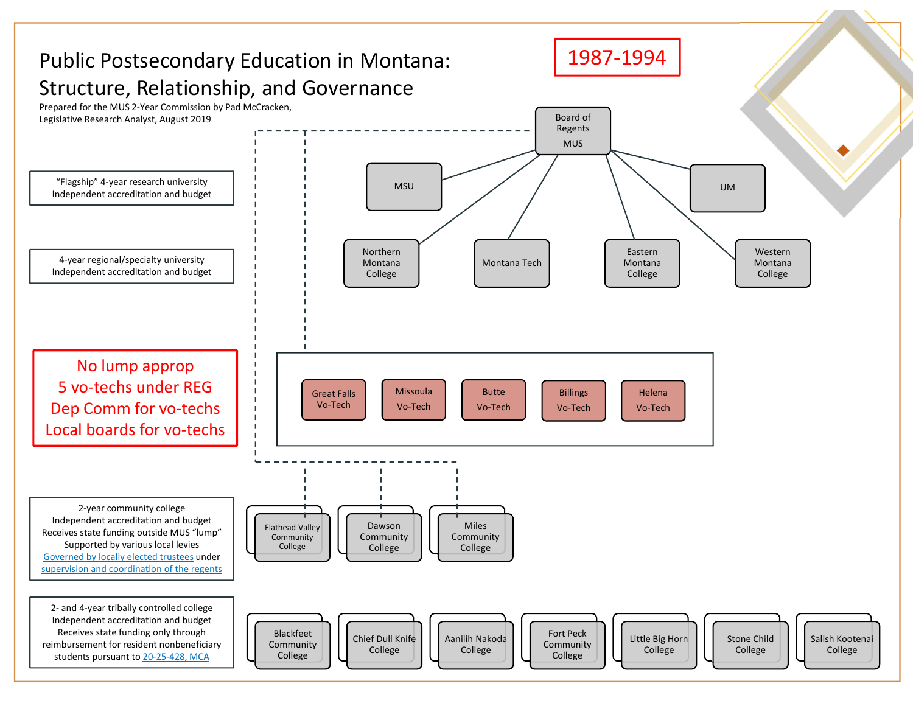# Public Postsecondary Education in Montana: Structure, Relationship, and Governance

Prepared for the MUS 2-Year Commission by Pad McCracken, Legislative Research Analyst, August 2019

**1987-1994**

"Flagship" 4-year research university
Independent accreditation and budget

4-year regional/specialty university
Independent accreditation and budget

No lump approp
5 vo-techs under REG
Dep Comm for vo-techs
Local boards for vo-techs

2-year community college
Independent accreditation and budget
Receives state funding outside MUS "lump"
Supported by various local levies
Governed by locally elected trustees under supervision and coordination of the regents

2- and 4-year tribally controlled college
Independent accreditation and budget
Receives state funding only through reimbursement for resident nonbeneficiary students pursuant to 20-25-428, MCA

Board of Regents
MUS

MSU

UM

Northern Montana College

Montana Tech

Eastern Montana College

Western Montana College

Great Falls Vo-Tech

Missoula Vo-Tech

Butte Vo-Tech

Billings Vo-Tech

Helena Vo-Tech

Flathead Valley Community College

Dawson Community College

Miles Community College

Blackfeet Community College

Chief Dull Knife College

Aaniiih Nakoda College

Fort Peck Community College

Little Big Horn College

Stone Child College

Salish Kootenai College